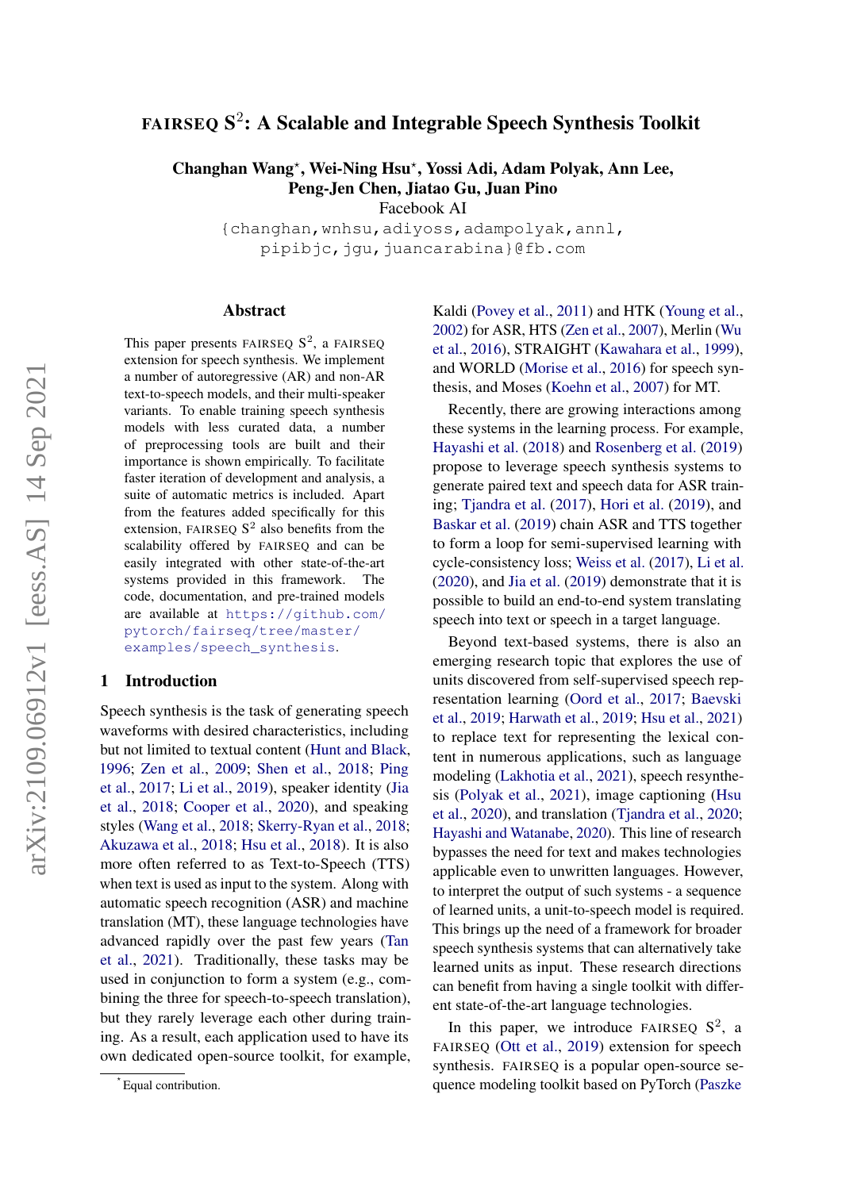# FAIRSEQ $S^2$: A Scalable and Integrable Speech Synthesis Toolkit

**Changhan Wang\*, Wei-Ning Hsu\*, Yossi Adi, Adam Polyak, Ann Lee, Peng-Jen Chen, Jiatao Gu, Juan Pino**

Facebook AI

{changhan,wnhsu,adiyoss,adampolyak,annl, pipibjc,jgu,juancarabina}@fb.com

## Abstract

This paper presents FAIRSEQ $S^2$, a FAIRSEQ extension for speech synthesis. We implement a number of autoregressive (AR) and non-AR text-to-speech models, and their multi-speaker variants. To enable training speech synthesis models with less curated data, a number of preprocessing tools are built and their importance is shown empirically. To facilitate faster iteration of development and analysis, a suite of automatic metrics is included. Apart from the features added specifically for this extension, FAIRSEQ $S^2$ also benefits from the scalability offered by FAIRSEQ and can be easily integrated with other state-of-the-art systems provided in this framework. The code, documentation, and pre-trained models are available at https://github.com/pytorch/fairseq/tree/master/examples/speech_synthesis.

## 1 Introduction

Speech synthesis is the task of generating speech waveforms with desired characteristics, including but not limited to textual content (Hunt and Black, 1996; Zen et al., 2009; Shen et al., 2018; Ping et al., 2017; Li et al., 2019), speaker identity (Jia et al., 2018; Cooper et al., 2020), and speaking styles (Wang et al., 2018; Skerry-Ryan et al., 2018; Akuzawa et al., 2018; Hsu et al., 2018). It is also more often referred to as Text-to-Speech (TTS) when text is used as input to the system. Along with automatic speech recognition (ASR) and machine translation (MT), these language technologies have advanced rapidly over the past few years (Tan et al., 2021). Traditionally, these tasks may be used in conjunction to form a system (e.g., combining the three for speech-to-speech translation), but they rarely leverage each other during training. As a result, each application used to have its own dedicated open-source toolkit, for example, Kaldi (Povey et al., 2011) and HTK (Young et al., 2002) for ASR, HTS (Zen et al., 2007), Merlin (Wu et al., 2016), STRAIGHT (Kawahara et al., 1999), and WORLD (Morise et al., 2016) for speech synthesis, and Moses (Koehn et al., 2007) for MT.

Recently, there are growing interactions among these systems in the learning process. For example, Hayashi et al. (2018) and Rosenberg et al. (2019) propose to leverage speech synthesis systems to generate paired text and speech data for ASR training; Tjandra et al. (2017), Hori et al. (2019), and Baskar et al. (2019) chain ASR and TTS together to form a loop for semi-supervised learning with cycle-consistency loss; Weiss et al. (2017), Li et al. (2020), and Jia et al. (2019) demonstrate that it is possible to build an end-to-end system translating speech into text or speech in a target language.

Beyond text-based systems, there is also an emerging research topic that explores the use of units discovered from self-supervised speech representation learning (Oord et al., 2017; Baevski et al., 2019; Harwath et al., 2019; Hsu et al., 2021) to replace text for representing the lexical content in numerous applications, such as language modeling (Lakhotia et al., 2021), speech resynthesis (Polyak et al., 2021), image captioning (Hsu et al., 2020), and translation (Tjandra et al., 2020; Hayashi and Watanabe, 2020). This line of research bypasses the need for text and makes technologies applicable even to unwritten languages. However, to interpret the output of such systems - a sequence of learned units, a unit-to-speech model is required. This brings up the need of a framework for broader speech synthesis systems that can alternatively take learned units as input. These research directions can benefit from having a single toolkit with different state-of-the-art language technologies.

In this paper, we introduce FAIRSEQ $S^2$, a FAIRSEQ (Ott et al., 2019) extension for speech synthesis. FAIRSEQ is a popular open-source sequence modeling toolkit based on PyTorch (Paszke

\*Equal contribution.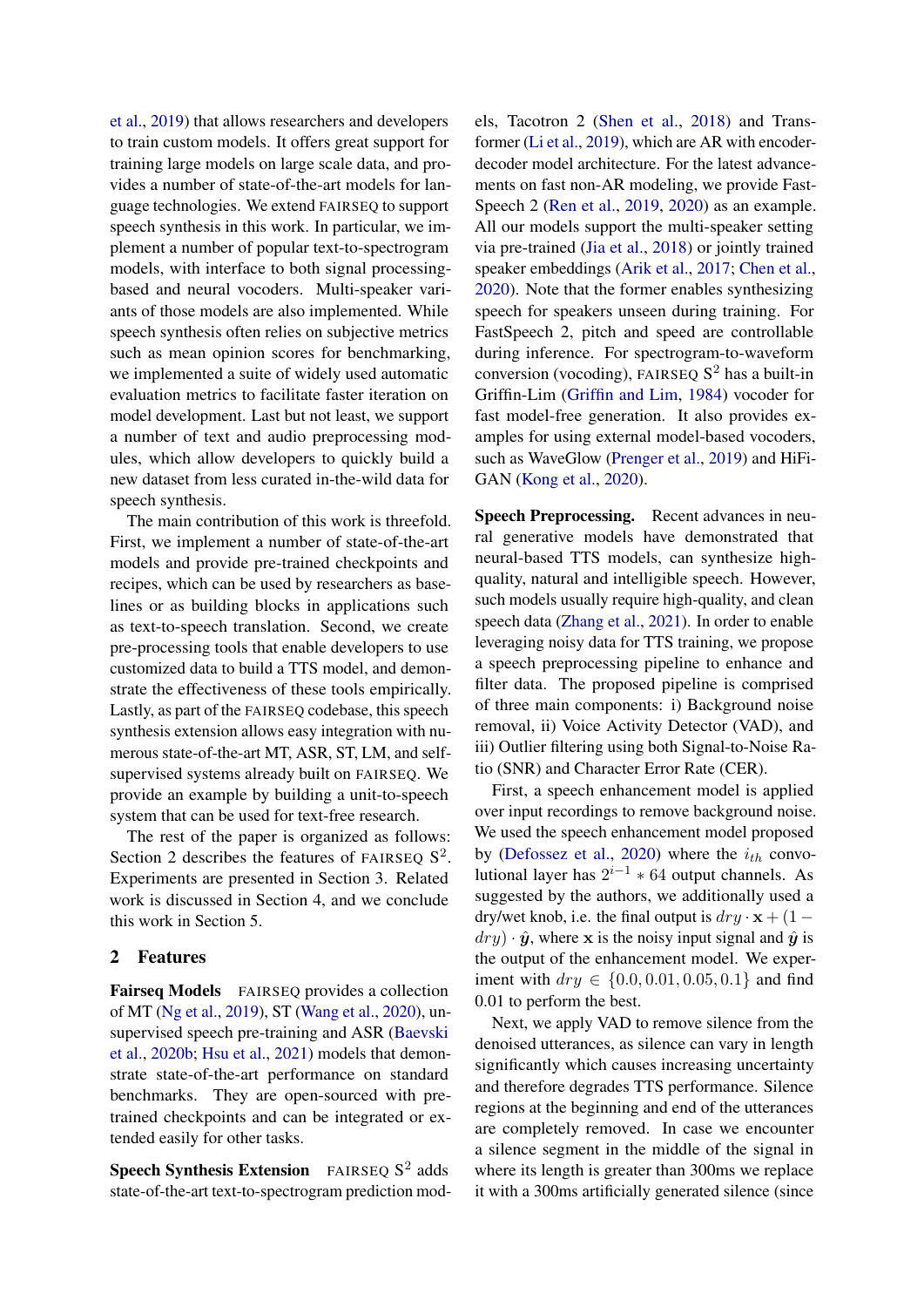et al., 2019) that allows researchers and developers to train custom models. It offers great support for training large models on large scale data, and provides a number of state-of-the-art models for language technologies. We extend FAIRSEQ to support speech synthesis in this work. In particular, we implement a number of popular text-to-spectrogram models, with interface to both signal processing-based and neural vocoders. Multi-speaker variants of those models are also implemented. While speech synthesis often relies on subjective metrics such as mean opinion scores for benchmarking, we implemented a suite of widely used automatic evaluation metrics to facilitate faster iteration on model development. Last but not least, we support a number of text and audio preprocessing modules, which allow developers to quickly build a new dataset from less curated in-the-wild data for speech synthesis.

The main contribution of this work is threefold. First, we implement a number of state-of-the-art models and provide pre-trained checkpoints and recipes, which can be used by researchers as baselines or as building blocks in applications such as text-to-speech translation. Second, we create pre-processing tools that enable developers to use customized data to build a TTS model, and demonstrate the effectiveness of these tools empirically. Lastly, as part of the FAIRSEQ codebase, this speech synthesis extension allows easy integration with numerous state-of-the-art MT, ASR, ST, LM, and self-supervised systems already built on FAIRSEQ. We provide an example by building a unit-to-speech system that can be used for text-free research.

The rest of the paper is organized as follows: Section 2 describes the features of FAIRSEQ $S^2$. Experiments are presented in Section 3. Related work is discussed in Section 4, and we conclude this work in Section 5.

## 2 Features

**Fairseq Models** FAIRSEQ provides a collection of MT (Ng et al., 2019), ST (Wang et al., 2020), unsupervised speech pre-training and ASR (Baevski et al., 2020b; Hsu et al., 2021) models that demonstrate state-of-the-art performance on standard benchmarks. They are open-sourced with pre-trained checkpoints and can be integrated or extended easily for other tasks.

**Speech Synthesis Extension** FAIRSEQ $S^2$ adds state-of-the-art text-to-spectrogram prediction models, Tacotron 2 (Shen et al., 2018) and Transformer (Li et al., 2019), which are AR with encoder-decoder model architecture. For the latest advancements on fast non-AR modeling, we provide FastSpeech 2 (Ren et al., 2019, 2020) as an example. All our models support the multi-speaker setting via pre-trained (Jia et al., 2018) or jointly trained speaker embeddings (Arik et al., 2017; Chen et al., 2020). Note that the former enables synthesizing speech for speakers unseen during training. For FastSpeech 2, pitch and speed are controllable during inference. For spectrogram-to-waveform conversion (vocoding), FAIRSEQ $S^2$ has a built-in Griffin-Lim (Griffin and Lim, 1984) vocoder for fast model-free generation. It also provides examples for using external model-based vocoders, such as WaveGlow (Prenger et al., 2019) and HiFi-GAN (Kong et al., 2020).

**Speech Preprocessing.** Recent advances in neural generative models have demonstrated that neural-based TTS models, can synthesize high-quality, natural and intelligible speech. However, such models usually require high-quality, and clean speech data (Zhang et al., 2021). In order to enable leveraging noisy data for TTS training, we propose a speech preprocessing pipeline to enhance and filter data. The proposed pipeline is comprised of three main components: i) Background noise removal, ii) Voice Activity Detector (VAD), and iii) Outlier filtering using both Signal-to-Noise Ratio (SNR) and Character Error Rate (CER).

First, a speech enhancement model is applied over input recordings to remove background noise. We used the speech enhancement model proposed by (Defossez et al., 2020) where the $i_{th}$ convolutional layer has $2^{i-1} * 64$ output channels. As suggested by the authors, we additionally used a dry/wet knob, i.e. the final output is $dry \cdot \mathbf{x} + (1 - dry) \cdot \hat{\boldsymbol{y}}$, where $\mathbf{x}$ is the noisy input signal and $\hat{\boldsymbol{y}}$ is the output of the enhancement model. We experiment with $dry \in \{0.0, 0.01, 0.05, 0.1\}$ and find 0.01 to perform the best.

Next, we apply VAD to remove silence from the denoised utterances, as silence can vary in length significantly which causes increasing uncertainty and therefore degrades TTS performance. Silence regions at the beginning and end of the utterances are completely removed. In case we encounter a silence segment in the middle of the signal in where its length is greater than 300ms we replace it with a 300ms artificially generated silence (since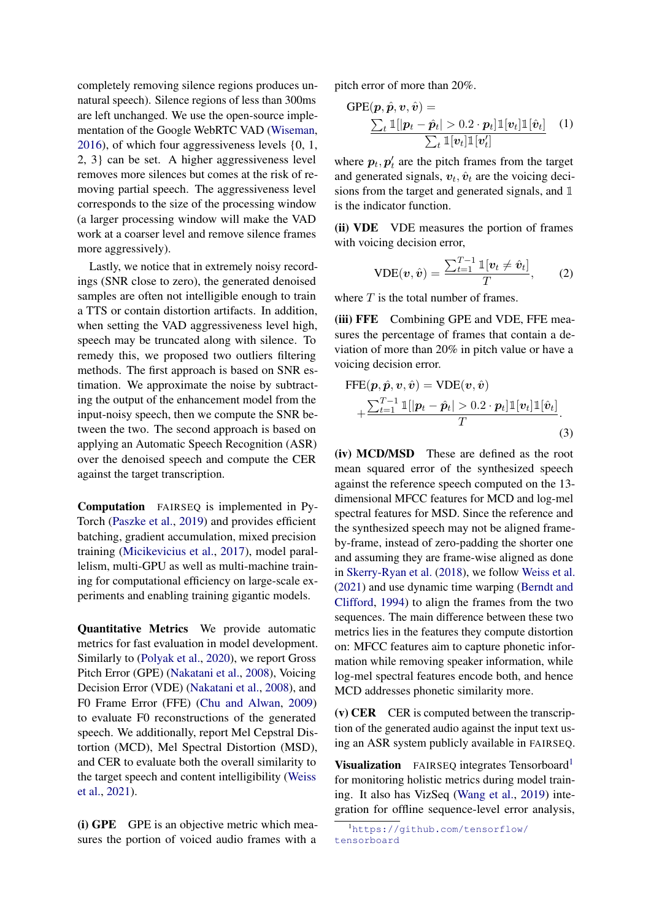completely removing silence regions produces unnatural speech). Silence regions of less than 300ms are left unchanged. We use the open-source implementation of the Google WebRTC VAD (Wiseman, 2016), of which four aggressiveness levels {0, 1, 2, 3} can be set. A higher aggressiveness level removes more silences but comes at the risk of removing partial speech. The aggressiveness level corresponds to the size of the processing window (a larger processing window will make the VAD work at a coarser level and remove silence frames more aggressively).

Lastly, we notice that in extremely noisy recordings (SNR close to zero), the generated denoised samples are often not intelligible enough to train a TTS or contain distortion artifacts. In addition, when setting the VAD aggressiveness level high, speech may be truncated along with silence. To remedy this, we proposed two outliers filtering methods. The first approach is based on SNR estimation. We approximate the noise by subtracting the output of the enhancement model from the input-noisy speech, then we compute the SNR between the two. The second approach is based on applying an Automatic Speech Recognition (ASR) over the denoised speech and compute the CER against the target transcription.

**Computation** FAIRSEQ is implemented in PyTorch (Paszke et al., 2019) and provides efficient batching, gradient accumulation, mixed precision training (Micikevicius et al., 2017), model parallelism, multi-GPU as well as multi-machine training for computational efficiency on large-scale experiments and enabling training gigantic models.

**Quantitative Metrics** We provide automatic metrics for fast evaluation in model development. Similarly to (Polyak et al., 2020), we report Gross Pitch Error (GPE) (Nakatani et al., 2008), Voicing Decision Error (VDE) (Nakatani et al., 2008), and F0 Frame Error (FFE) (Chu and Alwan, 2009) to evaluate F0 reconstructions of the generated speech. We additionally, report Mel Cepstral Distortion (MCD), Mel Spectral Distortion (MSD), and CER to evaluate both the overall similarity to the target speech and content intelligibility (Weiss et al., 2021).

**(i) GPE** GPE is an objective metric which measures the portion of voiced audio frames with a pitch error of more than 20%.

$$\text{GPE}(\boldsymbol{p}, \hat{\boldsymbol{p}}, \boldsymbol{v}, \hat{\boldsymbol{v}}) = \frac{\sum_t \mathbb{1}[|\boldsymbol{p}_t - \hat{\boldsymbol{p}}_t| > 0.2 \cdot \boldsymbol{p}_t]\mathbb{1}[\boldsymbol{v}_t]\mathbb{1}[\hat{\boldsymbol{v}}_t]}{\sum_t \mathbb{1}[\boldsymbol{v}_t]\mathbb{1}[\boldsymbol{v}'_t]} \quad (1)$$

where $\boldsymbol{p}_t, \boldsymbol{p}'_t$ are the pitch frames from the target and generated signals, $\boldsymbol{v}_t, \hat{\boldsymbol{v}}_t$ are the voicing decisions from the target and generated signals, and $\mathbb{1}$ is the indicator function.

**(ii) VDE** VDE measures the portion of frames with voicing decision error,

$$\text{VDE}(\boldsymbol{v}, \hat{\boldsymbol{v}}) = \frac{\sum_{t=1}^{T-1} \mathbb{1}[\boldsymbol{v}_t \neq \hat{\boldsymbol{v}}_t]}{T}, \quad (2)$$

where $T$ is the total number of frames.

**(iii) FFE** Combining GPE and VDE, FFE measures the percentage of frames that contain a deviation of more than 20% in pitch value or have a voicing decision error.

$$\text{FFE}(\boldsymbol{p}, \hat{\boldsymbol{p}}, \boldsymbol{v}, \hat{\boldsymbol{v}}) = \text{VDE}(\boldsymbol{v}, \hat{\boldsymbol{v}}) + \frac{\sum_{t=1}^{T-1} \mathbb{1}[|\boldsymbol{p}_t - \hat{\boldsymbol{p}}_t| > 0.2 \cdot \boldsymbol{p}_t]\mathbb{1}[\boldsymbol{v}_t]\mathbb{1}[\hat{\boldsymbol{v}}_t]}{T}. \quad (3)$$

**(iv) MCD/MSD** These are defined as the root mean squared error of the synthesized speech against the reference speech computed on the 13-dimensional MFCC features for MCD and log-mel spectral features for MSD. Since the reference and the synthesized speech may not be aligned frame-by-frame, instead of zero-padding the shorter one and assuming they are frame-wise aligned as done in Skerry-Ryan et al. (2018), we follow Weiss et al. (2021) and use dynamic time warping (Berndt and Clifford, 1994) to align the frames from the two sequences. The main difference between these two metrics lies in the features they compute distortion on: MFCC features aim to capture phonetic information while removing speaker information, while log-mel spectral features encode both, and hence MCD addresses phonetic similarity more.

**(v) CER** CER is computed between the transcription of the generated audio against the input text using an ASR system publicly available in FAIRSEQ.

**Visualization** FAIRSEQ integrates Tensorboard[1] for monitoring holistic metrics during model training. It also has VizSeq (Wang et al., 2019) integration for offline sequence-level error analysis,

[1] https://github.com/tensorflow/tensorboard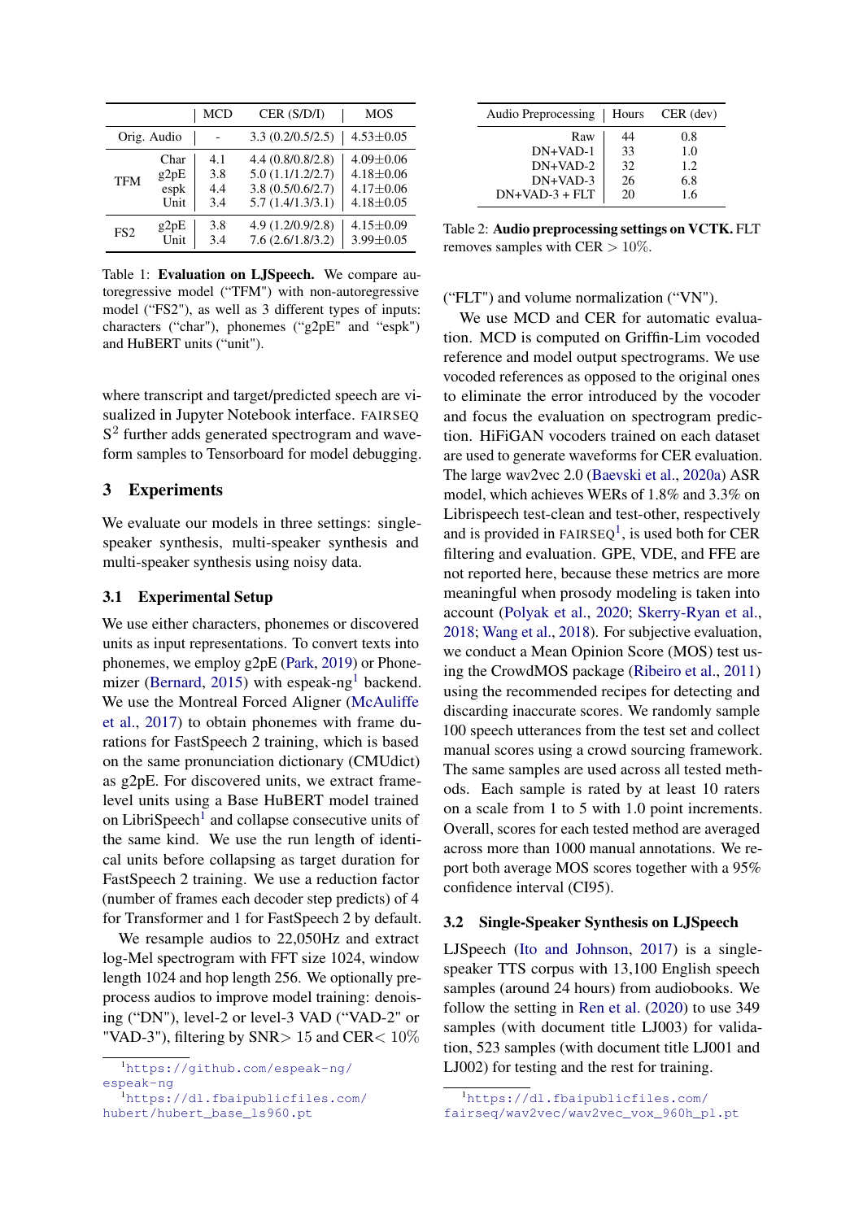| | | MCD | CER (S/D/I) | MOS |
|---|---|---|---|---|
| Orig. Audio | | - | 3.3 (0.2/0.5/2.5) | 4.53±0.05 |
| TFM | Char | 4.1 | 4.4 (0.8/0.8/2.8) | 4.09±0.06 |
| | g2pE | 3.8 | 5.0 (1.1/1.2/2.7) | 4.18±0.06 |
| | espk | 4.4 | 3.8 (0.5/0.6/2.7) | 4.17±0.06 |
| | Unit | 3.4 | 5.7 (1.4/1.3/3.1) | 4.18±0.05 |
| FS2 | g2pE | 3.8 | 4.9 (1.2/0.9/2.8) | 4.15±0.09 |
| | Unit | 3.4 | 7.6 (2.6/1.8/3.2) | 3.99±0.05 |

Table 1: **Evaluation on LJSpeech.** We compare autoregressive model ("TFM") with non-autoregressive model ("FS2"), as well as 3 different types of inputs: characters ("char"), phonemes ("g2pE" and "espk") and HuBERT units ("unit").

where transcript and target/predicted speech are visualized in Jupyter Notebook interface. FAIRSEQ $S^2$ further adds generated spectrogram and waveform samples to Tensorboard for model debugging.

## 3 Experiments

We evaluate our models in three settings: single-speaker synthesis, multi-speaker synthesis and multi-speaker synthesis using noisy data.

### 3.1 Experimental Setup

We use either characters, phonemes or discovered units as input representations. To convert texts into phonemes, we employ g2pE (Park, 2019) or Phonemizer (Bernard, 2015) with espeak-ng[1] backend. We use the Montreal Forced Aligner (McAuliffe et al., 2017) to obtain phonemes with frame durations for FastSpeech 2 training, which is based on the same pronunciation dictionary (CMUdict) as g2pE. For discovered units, we extract frame-level units using a Base HuBERT model trained on LibriSpeech[1] and collapse consecutive units of the same kind. We use the run length of identical units before collapsing as target duration for FastSpeech 2 training. We use a reduction factor (number of frames each decoder step predicts) of 4 for Transformer and 1 for FastSpeech 2 by default.

We resample audios to 22,050Hz and extract log-Mel spectrogram with FFT size 1024, window length 1024 and hop length 256. We optionally preprocess audios to improve model training: denoising ("DN"), level-2 or level-3 VAD ("VAD-2" or "VAD-3"), filtering by SNR$>15$ and CER$<10\%$ ("FLT") and volume normalization ("VN").

| Audio Preprocessing | Hours | CER (dev) |
|---|---|---|
| Raw | 44 | 0.8 |
| DN+VAD-1 | 33 | 1.0 |
| DN+VAD-2 | 32 | 1.2 |
| DN+VAD-3 | 26 | 6.8 |
| DN+VAD-3 + FLT | 20 | 1.6 |

Table 2: **Audio preprocessing settings on VCTK.** FLT removes samples with CER $> 10\%$.

We use MCD and CER for automatic evaluation. MCD is computed on Griffin-Lim vocoded reference and model output spectrograms. We use vocoded references as opposed to the original ones to eliminate the error introduced by the vocoder and focus the evaluation on spectrogram prediction. HiFiGAN vocoders trained on each dataset are used to generate waveforms for CER evaluation. The large wav2vec 2.0 (Baevski et al., 2020a) ASR model, which achieves WERs of 1.8% and 3.3% on Librispeech test-clean and test-other, respectively and is provided in FAIRSEQ[1], is used both for CER filtering and evaluation. GPE, VDE, and FFE are not reported here, because these metrics are more meaningful when prosody modeling is taken into account (Polyak et al., 2020; Skerry-Ryan et al., 2018; Wang et al., 2018). For subjective evaluation, we conduct a Mean Opinion Score (MOS) test using the CrowdMOS package (Ribeiro et al., 2011) using the recommended recipes for detecting and discarding inaccurate scores. We randomly sample 100 speech utterances from the test set and collect manual scores using a crowd sourcing framework. The same samples are used across all tested methods. Each sample is rated by at least 10 raters on a scale from 1 to 5 with 1.0 point increments. Overall, scores for each tested method are averaged across more than 1000 manual annotations. We report both average MOS scores together with a 95% confidence interval (CI95).

### 3.2 Single-Speaker Synthesis on LJSpeech

LJSpeech (Ito and Johnson, 2017) is a single-speaker TTS corpus with 13,100 English speech samples (around 24 hours) from audiobooks. We follow the setting in Ren et al. (2020) to use 349 samples (with document title LJ003) for validation, 523 samples (with document title LJ001 and LJ002) for testing and the rest for training.

[1] https://github.com/espeak-ng/espeak-ng

[1] https://dl.fbaipublicfiles.com/hubert/hubert_base_ls960.pt

[1] https://dl.fbaipublicfiles.com/fairseq/wav2vec/wav2vec_vox_960h_pl.pt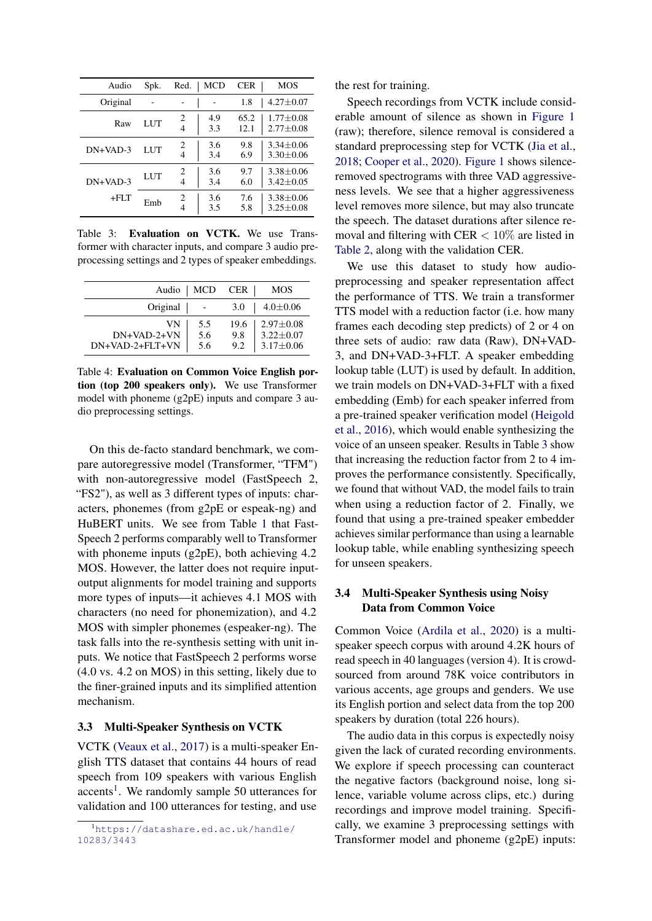| Audio | Spk. | Red. | MCD | CER | MOS |
|---|---|---|---|---|---|
| Original | - | - | - | 1.8 | 4.27±0.07 |
| Raw | LUT | 2 | 4.9 | 65.2 | 1.77±0.08 |
| | | 4 | 3.3 | 12.1 | 2.77±0.08 |
| DN+VAD-3 | LUT | 2 | 3.6 | 9.8 | 3.34±0.06 |
| | | 4 | 3.4 | 6.9 | 3.30±0.06 |
| DN+VAD-3 +FLT | LUT | 2 | 3.6 | 9.7 | 3.38±0.06 |
| | | 4 | 3.4 | 6.0 | 3.42±0.05 |
| | Emb | 2 | 3.6 | 7.6 | 3.38±0.06 |
| | | 4 | 3.5 | 5.8 | 3.25±0.08 |

Table 3: **Evaluation on VCTK.** We use Transformer with character inputs, and compare 3 audio preprocessing settings and 2 types of speaker embeddings.

| Audio | MCD | CER | MOS |
|---|---|---|---|
| Original | - | 3.0 | 4.0±0.06 |
| VN | 5.5 | 19.6 | 2.97±0.08 |
| DN+VAD-2+VN | 5.6 | 9.8 | 3.22±0.07 |
| DN+VAD-2+FLT+VN | 5.6 | 9.2 | 3.17±0.06 |

Table 4: **Evaluation on Common Voice English portion (top 200 speakers only).** We use Transformer model with phoneme (g2pE) inputs and compare 3 audio preprocessing settings.

On this de-facto standard benchmark, we compare autoregressive model (Transformer, "TFM") with non-autoregressive model (FastSpeech 2, "FS2"), as well as 3 different types of inputs: characters, phonemes (from g2pE or espeak-ng) and HuBERT units. We see from Table 1 that FastSpeech 2 performs comparably well to Transformer with phoneme inputs (g2pE), both achieving 4.2 MOS. However, the latter does not require input-output alignments for model training and supports more types of inputs—it achieves 4.1 MOS with characters (no need for phonemization), and 4.2 MOS with simpler phonemes (espeaker-ng). The task falls into the re-synthesis setting with unit inputs. We notice that FastSpeech 2 performs worse (4.0 vs. 4.2 on MOS) in this setting, likely due to the finer-grained inputs and its simplified attention mechanism.

### 3.3 Multi-Speaker Synthesis on VCTK

VCTK (Veaux et al., 2017) is a multi-speaker English TTS dataset that contains 44 hours of read speech from 109 speakers with various English accents[1]. We randomly sample 50 utterances for validation and 100 utterances for testing, and use the rest for training.

Speech recordings from VCTK include considerable amount of silence as shown in Figure 1 (raw); therefore, silence removal is considered a standard preprocessing step for VCTK (Jia et al., 2018; Cooper et al., 2020). Figure 1 shows silence-removed spectrograms with three VAD aggressiveness levels. We see that a higher aggressiveness level removes more silence, but may also truncate the speech. The dataset durations after silence removal and filtering with CER $< 10\%$ are listed in Table 2, along with the validation CER.

We use this dataset to study how audio-preprocessing and speaker representation affect the performance of TTS. We train a transformer TTS model with a reduction factor (i.e. how many frames each decoding step predicts) of 2 or 4 on three sets of audio: raw data (Raw), DN+VAD-3, and DN+VAD-3+FLT. A speaker embedding lookup table (LUT) is used by default. In addition, we train models on DN+VAD-3+FLT with a fixed embedding (Emb) for each speaker inferred from a pre-trained speaker verification model (Heigold et al., 2016), which would enable synthesizing the voice of an unseen speaker. Results in Table 3 show that increasing the reduction factor from 2 to 4 improves the performance consistently. Specifically, we found that without VAD, the model fails to train when using a reduction factor of 2. Finally, we found that using a pre-trained speaker embedder achieves similar performance than using a learnable lookup table, while enabling synthesizing speech for unseen speakers.

### 3.4 Multi-Speaker Synthesis using Noisy Data from Common Voice

Common Voice (Ardila et al., 2020) is a multi-speaker speech corpus with around 4.2K hours of read speech in 40 languages (version 4). It is crowd-sourced from around 78K voice contributors in various accents, age groups and genders. We use its English portion and select data from the top 200 speakers by duration (total 226 hours).

The audio data in this corpus is expectedly noisy given the lack of curated recording environments. We explore if speech processing can counteract the negative factors (background noise, long silence, variable volume across clips, etc.) during recordings and improve model training. Specifically, we examine 3 preprocessing settings with Transformer model and phoneme (g2pE) inputs:

[1] https://datashare.ed.ac.uk/handle/10283/3443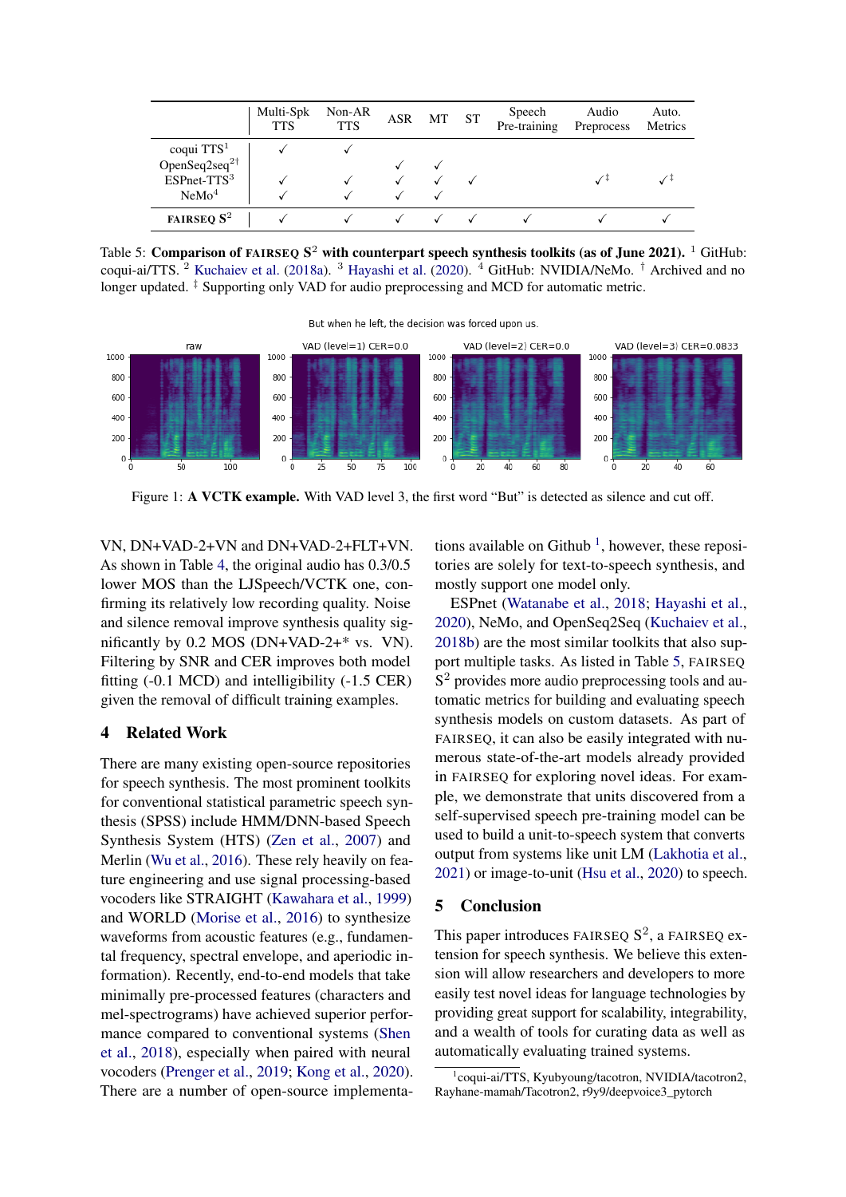|  | Multi-Spk TTS | Non-AR TTS | ASR | MT | ST | Speech Pre-training | Audio Preprocess | Auto. Metrics |
|---|---|---|---|---|---|---|---|---|
| coqui TTS[1] | ✓ | ✓ |  |  |  |  |  |  |
| OpenSeq2seq[2†] |  |  | ✓ | ✓ |  |  |  |  |
| ESPnet-TTS[3] | ✓ | ✓ | ✓ | ✓ | ✓ |  | ✓‡ | ✓‡ |
| NeMo[4] | ✓ | ✓ | ✓ | ✓ |  |  |  |  |
| FAIRSEQ $S^2$ | ✓ | ✓ | ✓ | ✓ | ✓ | ✓ | ✓ | ✓ |

Table 5: **Comparison of FAIRSEQ $S^2$ with counterpart speech synthesis toolkits (as of June 2021).** [1] GitHub: coqui-ai/TTS. [2] Kuchaiev et al. (2018a). [3] Hayashi et al. (2020). [4] GitHub: NVIDIA/NeMo. † Archived and no longer updated. ‡ Supporting only VAD for audio preprocessing and MCD for automatic metric.

Figure 1: **A VCTK example.** With VAD level 3, the first word "But" is detected as silence and cut off.

VN, DN+VAD-2+VN and DN+VAD-2+FLT+VN. As shown in Table 4, the original audio has 0.3/0.5 lower MOS than the LJSpeech/VCTK one, confirming its relatively low recording quality. Noise and silence removal improve synthesis quality significantly by 0.2 MOS (DN+VAD-2+* vs. VN). Filtering by SNR and CER improves both model fitting (-0.1 MCD) and intelligibility (-1.5 CER) given the removal of difficult training examples.

## 4 Related Work

There are many existing open-source repositories for speech synthesis. The most prominent toolkits for conventional statistical parametric speech synthesis (SPSS) include HMM/DNN-based Speech Synthesis System (HTS) (Zen et al., 2007) and Merlin (Wu et al., 2016). These rely heavily on feature engineering and use signal processing-based vocoders like STRAIGHT (Kawahara et al., 1999) and WORLD (Morise et al., 2016) to synthesize waveforms from acoustic features (e.g., fundamental frequency, spectral envelope, and aperiodic information). Recently, end-to-end models that take minimally pre-processed features (characters and mel-spectrograms) have achieved superior performance compared to conventional systems (Shen et al., 2018), especially when paired with neural vocoders (Prenger et al., 2019; Kong et al., 2020). There are a number of open-source implementations available on Github [1], however, these repositories are solely for text-to-speech synthesis, and mostly support one model only.

ESPnet (Watanabe et al., 2018; Hayashi et al., 2020), NeMo, and OpenSeq2Seq (Kuchaiev et al., 2018b) are the most similar toolkits that also support multiple tasks. As listed in Table 5, FAIRSEQ $S^2$ provides more audio preprocessing tools and automatic metrics for building and evaluating speech synthesis models on custom datasets. As part of FAIRSEQ, it can also be easily integrated with numerous state-of-the-art models already provided in FAIRSEQ for exploring novel ideas. For example, we demonstrate that units discovered from a self-supervised speech pre-training model can be used to build a unit-to-speech system that converts output from systems like unit LM (Lakhotia et al., 2021) or image-to-unit (Hsu et al., 2020) to speech.

## 5 Conclusion

This paper introduces FAIRSEQ $S^2$, a FAIRSEQ extension for speech synthesis. We believe this extension will allow researchers and developers to more easily test novel ideas for language technologies by providing great support for scalability, integrability, and a wealth of tools for curating data as well as automatically evaluating trained systems.

[1] coqui-ai/TTS, Kyubyoung/tacotron, NVIDIA/tacotron2, Rayhane-mamah/Tacotron2, r9y9/deepvoice3_pytorch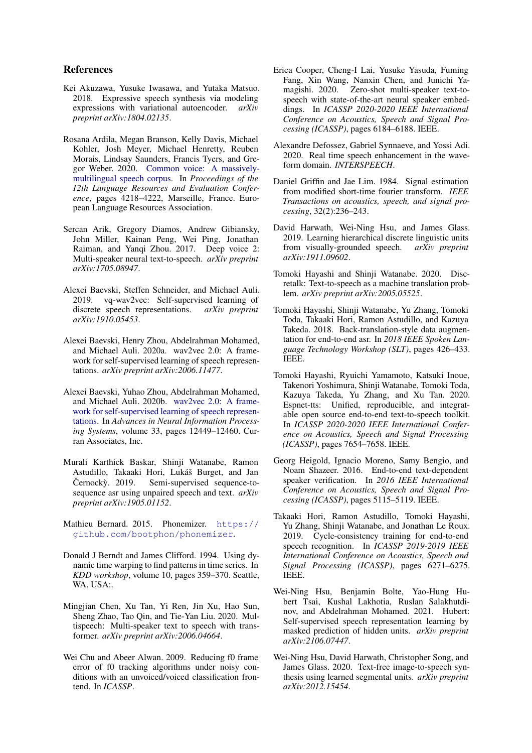## References

Kei Akuzawa, Yusuke Iwasawa, and Yutaka Matsuo. 2018. Expressive speech synthesis via modeling expressions with variational autoencoder. *arXiv preprint arXiv:1804.02135*.

Rosana Ardila, Megan Branson, Kelly Davis, Michael Kohler, Josh Meyer, Michael Henretty, Reuben Morais, Lindsay Saunders, Francis Tyers, and Gregor Weber. 2020. Common voice: A massively-multilingual speech corpus. In *Proceedings of the 12th Language Resources and Evaluation Conference*, pages 4218–4222, Marseille, France. European Language Resources Association.

Sercan Arik, Gregory Diamos, Andrew Gibiansky, John Miller, Kainan Peng, Wei Ping, Jonathan Raiman, and Yanqi Zhou. 2017. Deep voice 2: Multi-speaker neural text-to-speech. *arXiv preprint arXiv:1705.08947*.

Alexei Baevski, Steffen Schneider, and Michael Auli. 2019. vq-wav2vec: Self-supervised learning of discrete speech representations. *arXiv preprint arXiv:1910.05453*.

Alexei Baevski, Henry Zhou, Abdelrahman Mohamed, and Michael Auli. 2020a. wav2vec 2.0: A framework for self-supervised learning of speech representations. *arXiv preprint arXiv:2006.11477*.

Alexei Baevski, Yuhao Zhou, Abdelrahman Mohamed, and Michael Auli. 2020b. wav2vec 2.0: A framework for self-supervised learning of speech representations. In *Advances in Neural Information Processing Systems*, volume 33, pages 12449–12460. Curran Associates, Inc.

Murali Karthick Baskar, Shinji Watanabe, Ramon Astudillo, Takaaki Hori, Lukáš Burget, and Jan Černockỳ. 2019. Semi-supervised sequence-to-sequence asr using unpaired speech and text. *arXiv preprint arXiv:1905.01152*.

Mathieu Bernard. 2015. Phonemizer. https://github.com/bootphon/phonemizer.

Donald J Berndt and James Clifford. 1994. Using dynamic time warping to find patterns in time series. In *KDD workshop*, volume 10, pages 359–370. Seattle, WA, USA:.

Mingjian Chen, Xu Tan, Yi Ren, Jin Xu, Hao Sun, Sheng Zhao, Tao Qin, and Tie-Yan Liu. 2020. Multispeech: Multi-speaker text to speech with transformer. *arXiv preprint arXiv:2006.04664*.

Wei Chu and Abeer Alwan. 2009. Reducing f0 frame error of f0 tracking algorithms under noisy conditions with an unvoiced/voiced classification frontend. In *ICASSP*.

Erica Cooper, Cheng-I Lai, Yusuke Yasuda, Fuming Fang, Xin Wang, Nanxin Chen, and Junichi Yamagishi. 2020. Zero-shot multi-speaker text-to-speech with state-of-the-art neural speaker embeddings. In *ICASSP 2020-2020 IEEE International Conference on Acoustics, Speech and Signal Processing (ICASSP)*, pages 6184–6188. IEEE.

Alexandre Defossez, Gabriel Synnaeve, and Yossi Adi. 2020. Real time speech enhancement in the waveform domain. *INTERSPEECH*.

Daniel Griffin and Jae Lim. 1984. Signal estimation from modified short-time fourier transform. *IEEE Transactions on acoustics, speech, and signal processing*, 32(2):236–243.

David Harwath, Wei-Ning Hsu, and James Glass. 2019. Learning hierarchical discrete linguistic units from visually-grounded speech. *arXiv preprint arXiv:1911.09602*.

Tomoki Hayashi and Shinji Watanabe. 2020. Discretalk: Text-to-speech as a machine translation problem. *arXiv preprint arXiv:2005.05525*.

Tomoki Hayashi, Shinji Watanabe, Yu Zhang, Tomoki Toda, Takaaki Hori, Ramon Astudillo, and Kazuya Takeda. 2018. Back-translation-style data augmentation for end-to-end asr. In *2018 IEEE Spoken Language Technology Workshop (SLT)*, pages 426–433. IEEE.

Tomoki Hayashi, Ryuichi Yamamoto, Katsuki Inoue, Takenori Yoshimura, Shinji Watanabe, Tomoki Toda, Kazuya Takeda, Yu Zhang, and Xu Tan. 2020. Espnet-tts: Unified, reproducible, and integratable open source end-to-end text-to-speech toolkit. In *ICASSP 2020-2020 IEEE International Conference on Acoustics, Speech and Signal Processing (ICASSP)*, pages 7654–7658. IEEE.

Georg Heigold, Ignacio Moreno, Samy Bengio, and Noam Shazeer. 2016. End-to-end text-dependent speaker verification. In *2016 IEEE International Conference on Acoustics, Speech and Signal Processing (ICASSP)*, pages 5115–5119. IEEE.

Takaaki Hori, Ramon Astudillo, Tomoki Hayashi, Yu Zhang, Shinji Watanabe, and Jonathan Le Roux. 2019. Cycle-consistency training for end-to-end speech recognition. In *ICASSP 2019-2019 IEEE International Conference on Acoustics, Speech and Signal Processing (ICASSP)*, pages 6271–6275. IEEE.

Wei-Ning Hsu, Benjamin Bolte, Yao-Hung Hubert Tsai, Kushal Lakhotia, Ruslan Salakhutdinov, and Abdelrahman Mohamed. 2021. Hubert: Self-supervised speech representation learning by masked prediction of hidden units. *arXiv preprint arXiv:2106.07447*.

Wei-Ning Hsu, David Harwath, Christopher Song, and James Glass. 2020. Text-free image-to-speech synthesis using learned segmental units. *arXiv preprint arXiv:2012.15454*.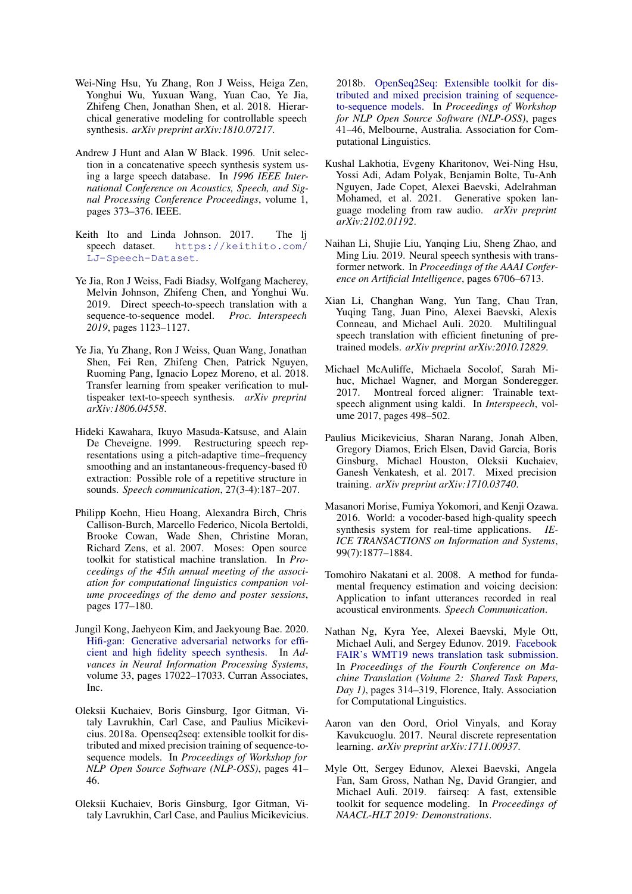Wei-Ning Hsu, Yu Zhang, Ron J Weiss, Heiga Zen, Yonghui Wu, Yuxuan Wang, Yuan Cao, Ye Jia, Zhifeng Chen, Jonathan Shen, et al. 2018. Hierarchical generative modeling for controllable speech synthesis. *arXiv preprint arXiv:1810.07217*.

Andrew J Hunt and Alan W Black. 1996. Unit selection in a concatenative speech synthesis system using a large speech database. In *1996 IEEE International Conference on Acoustics, Speech, and Signal Processing Conference Proceedings*, volume 1, pages 373–376. IEEE.

Keith Ito and Linda Johnson. 2017. The lj speech dataset. https://keithito.com/LJ-Speech-Dataset.

Ye Jia, Ron J Weiss, Fadi Biadsy, Wolfgang Macherey, Melvin Johnson, Zhifeng Chen, and Yonghui Wu. 2019. Direct speech-to-speech translation with a sequence-to-sequence model. *Proc. Interspeech 2019*, pages 1123–1127.

Ye Jia, Yu Zhang, Ron J Weiss, Quan Wang, Jonathan Shen, Fei Ren, Zhifeng Chen, Patrick Nguyen, Ruoming Pang, Ignacio Lopez Moreno, et al. 2018. Transfer learning from speaker verification to multispeaker text-to-speech synthesis. *arXiv preprint arXiv:1806.04558*.

Hideki Kawahara, Ikuyo Masuda-Katsuse, and Alain De Cheveigne. 1999. Restructuring speech representations using a pitch-adaptive time–frequency smoothing and an instantaneous-frequency-based f0 extraction: Possible role of a repetitive structure in sounds. *Speech communication*, 27(3-4):187–207.

Philipp Koehn, Hieu Hoang, Alexandra Birch, Chris Callison-Burch, Marcello Federico, Nicola Bertoldi, Brooke Cowan, Wade Shen, Christine Moran, Richard Zens, et al. 2007. Moses: Open source toolkit for statistical machine translation. In *Proceedings of the 45th annual meeting of the association for computational linguistics companion volume proceedings of the demo and poster sessions*, pages 177–180.

Jungil Kong, Jaehyeon Kim, and Jaekyoung Bae. 2020. Hifi-gan: Generative adversarial networks for efficient and high fidelity speech synthesis. In *Advances in Neural Information Processing Systems*, volume 33, pages 17022–17033. Curran Associates, Inc.

Oleksii Kuchaiev, Boris Ginsburg, Igor Gitman, Vitaly Lavrukhin, Carl Case, and Paulius Micikevicius. 2018a. Openseq2seq: extensible toolkit for distributed and mixed precision training of sequence-to-sequence models. In *Proceedings of Workshop for NLP Open Source Software (NLP-OSS)*, pages 41–46.

Oleksii Kuchaiev, Boris Ginsburg, Igor Gitman, Vitaly Lavrukhin, Carl Case, and Paulius Micikevicius. 2018b. OpenSeq2Seq: Extensible toolkit for distributed and mixed precision training of sequence-to-sequence models. In *Proceedings of Workshop for NLP Open Source Software (NLP-OSS)*, pages 41–46, Melbourne, Australia. Association for Computational Linguistics.

Kushal Lakhotia, Evgeny Kharitonov, Wei-Ning Hsu, Yossi Adi, Adam Polyak, Benjamin Bolte, Tu-Anh Nguyen, Jade Copet, Alexei Baevski, Adelrahman Mohamed, et al. 2021. Generative spoken language modeling from raw audio. *arXiv preprint arXiv:2102.01192*.

Naihan Li, Shujie Liu, Yanqing Liu, Sheng Zhao, and Ming Liu. 2019. Neural speech synthesis with transformer network. In *Proceedings of the AAAI Conference on Artificial Intelligence*, pages 6706–6713.

Xian Li, Changhan Wang, Yun Tang, Chau Tran, Yuqing Tang, Juan Pino, Alexei Baevski, Alexis Conneau, and Michael Auli. 2020. Multilingual speech translation with efficient finetuning of pretrained models. *arXiv preprint arXiv:2010.12829*.

Michael McAuliffe, Michaela Socolof, Sarah Mihuc, Michael Wagner, and Morgan Sonderegger. 2017. Montreal forced aligner: Trainable text-speech alignment using kaldi. In *Interspeech*, volume 2017, pages 498–502.

Paulius Micikevicius, Sharan Narang, Jonah Alben, Gregory Diamos, Erich Elsen, David Garcia, Boris Ginsburg, Michael Houston, Oleksii Kuchaiev, Ganesh Venkatesh, et al. 2017. Mixed precision training. *arXiv preprint arXiv:1710.03740*.

Masanori Morise, Fumiya Yokomori, and Kenji Ozawa. 2016. World: a vocoder-based high-quality speech synthesis system for real-time applications. *IEICE TRANSACTIONS on Information and Systems*, 99(7):1877–1884.

Tomohiro Nakatani et al. 2008. A method for fundamental frequency estimation and voicing decision: Application to infant utterances recorded in real acoustical environments. *Speech Communication*.

Nathan Ng, Kyra Yee, Alexei Baevski, Myle Ott, Michael Auli, and Sergey Edunov. 2019. Facebook FAIR's WMT19 news translation task submission. In *Proceedings of the Fourth Conference on Machine Translation (Volume 2: Shared Task Papers, Day 1)*, pages 314–319, Florence, Italy. Association for Computational Linguistics.

Aaron van den Oord, Oriol Vinyals, and Koray Kavukcuoglu. 2017. Neural discrete representation learning. *arXiv preprint arXiv:1711.00937*.

Myle Ott, Sergey Edunov, Alexei Baevski, Angela Fan, Sam Gross, Nathan Ng, David Grangier, and Michael Auli. 2019. fairseq: A fast, extensible toolkit for sequence modeling. In *Proceedings of NAACL-HLT 2019: Demonstrations*.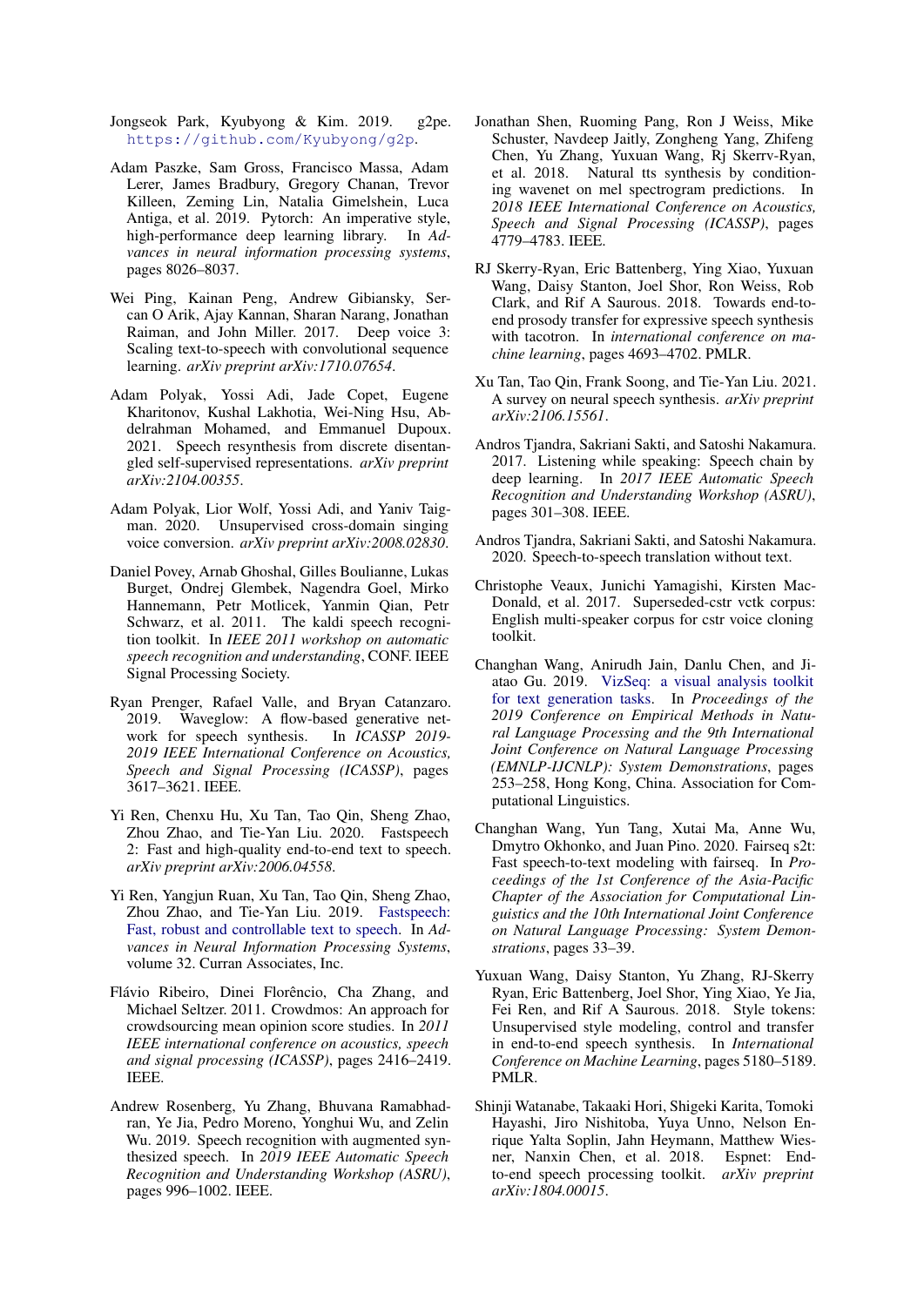Jongseok Park, Kyubyong & Kim. 2019. g2pe. https://github.com/Kyubyong/g2p.

Adam Paszke, Sam Gross, Francisco Massa, Adam Lerer, James Bradbury, Gregory Chanan, Trevor Killeen, Zeming Lin, Natalia Gimelshein, Luca Antiga, et al. 2019. Pytorch: An imperative style, high-performance deep learning library. In *Advances in neural information processing systems*, pages 8026–8037.

Wei Ping, Kainan Peng, Andrew Gibiansky, Sercan O Arik, Ajay Kannan, Sharan Narang, Jonathan Raiman, and John Miller. 2017. Deep voice 3: Scaling text-to-speech with convolutional sequence learning. *arXiv preprint arXiv:1710.07654*.

Adam Polyak, Yossi Adi, Jade Copet, Eugene Kharitonov, Kushal Lakhotia, Wei-Ning Hsu, Abdelrahman Mohamed, and Emmanuel Dupoux. 2021. Speech resynthesis from discrete disentangled self-supervised representations. *arXiv preprint arXiv:2104.00355*.

Adam Polyak, Lior Wolf, Yossi Adi, and Yaniv Taigman. 2020. Unsupervised cross-domain singing voice conversion. *arXiv preprint arXiv:2008.02830*.

Daniel Povey, Arnab Ghoshal, Gilles Boulianne, Lukas Burget, Ondrej Glembek, Nagendra Goel, Mirko Hannemann, Petr Motlicek, Yanmin Qian, Petr Schwarz, et al. 2011. The kaldi speech recognition toolkit. In *IEEE 2011 workshop on automatic speech recognition and understanding*, CONF. IEEE Signal Processing Society.

Ryan Prenger, Rafael Valle, and Bryan Catanzaro. 2019. Waveglow: A flow-based generative network for speech synthesis. In *ICASSP 2019-2019 IEEE International Conference on Acoustics, Speech and Signal Processing (ICASSP)*, pages 3617–3621. IEEE.

Yi Ren, Chenxu Hu, Xu Tan, Tao Qin, Sheng Zhao, Zhou Zhao, and Tie-Yan Liu. 2020. Fastspeech 2: Fast and high-quality end-to-end text to speech. *arXiv preprint arXiv:2006.04558*.

Yi Ren, Yangjun Ruan, Xu Tan, Tao Qin, Sheng Zhao, Zhou Zhao, and Tie-Yan Liu. 2019. Fastspeech: Fast, robust and controllable text to speech. In *Advances in Neural Information Processing Systems*, volume 32. Curran Associates, Inc.

Flávio Ribeiro, Dinei Florêncio, Cha Zhang, and Michael Seltzer. 2011. Crowdmos: An approach for crowdsourcing mean opinion score studies. In *2011 IEEE international conference on acoustics, speech and signal processing (ICASSP)*, pages 2416–2419. IEEE.

Andrew Rosenberg, Yu Zhang, Bhuvana Ramabhadran, Ye Jia, Pedro Moreno, Yonghui Wu, and Zelin Wu. 2019. Speech recognition with augmented synthesized speech. In *2019 IEEE Automatic Speech Recognition and Understanding Workshop (ASRU)*, pages 996–1002. IEEE.

Jonathan Shen, Ruoming Pang, Ron J Weiss, Mike Schuster, Navdeep Jaitly, Zongheng Yang, Zhifeng Chen, Yu Zhang, Yuxuan Wang, Rj Skerrv-Ryan, et al. 2018. Natural tts synthesis by conditioning wavenet on mel spectrogram predictions. In *2018 IEEE International Conference on Acoustics, Speech and Signal Processing (ICASSP)*, pages 4779–4783. IEEE.

RJ Skerry-Ryan, Eric Battenberg, Ying Xiao, Yuxuan Wang, Daisy Stanton, Joel Shor, Ron Weiss, Rob Clark, and Rif A Saurous. 2018. Towards end-to-end prosody transfer for expressive speech synthesis with tacotron. In *international conference on machine learning*, pages 4693–4702. PMLR.

Xu Tan, Tao Qin, Frank Soong, and Tie-Yan Liu. 2021. A survey on neural speech synthesis. *arXiv preprint arXiv:2106.15561*.

Andros Tjandra, Sakriani Sakti, and Satoshi Nakamura. 2017. Listening while speaking: Speech chain by deep learning. In *2017 IEEE Automatic Speech Recognition and Understanding Workshop (ASRU)*, pages 301–308. IEEE.

Andros Tjandra, Sakriani Sakti, and Satoshi Nakamura. 2020. Speech-to-speech translation without text.

Christophe Veaux, Junichi Yamagishi, Kirsten MacDonald, et al. 2017. Superseded-cstr vctk corpus: English multi-speaker corpus for cstr voice cloning toolkit.

Changhan Wang, Anirudh Jain, Danlu Chen, and Jiatao Gu. 2019. VizSeq: a visual analysis toolkit for text generation tasks. In *Proceedings of the 2019 Conference on Empirical Methods in Natural Language Processing and the 9th International Joint Conference on Natural Language Processing (EMNLP-IJCNLP): System Demonstrations*, pages 253–258, Hong Kong, China. Association for Computational Linguistics.

Changhan Wang, Yun Tang, Xutai Ma, Anne Wu, Dmytro Okhonko, and Juan Pino. 2020. Fairseq s2t: Fast speech-to-text modeling with fairseq. In *Proceedings of the 1st Conference of the Asia-Pacific Chapter of the Association for Computational Linguistics and the 10th International Joint Conference on Natural Language Processing: System Demonstrations*, pages 33–39.

Yuxuan Wang, Daisy Stanton, Yu Zhang, RJ-Skerry Ryan, Eric Battenberg, Joel Shor, Ying Xiao, Ye Jia, Fei Ren, and Rif A Saurous. 2018. Style tokens: Unsupervised style modeling, control and transfer in end-to-end speech synthesis. In *International Conference on Machine Learning*, pages 5180–5189. PMLR.

Shinji Watanabe, Takaaki Hori, Shigeki Karita, Tomoki Hayashi, Jiro Nishitoba, Yuya Unno, Nelson Enrique Yalta Soplin, Jahn Heymann, Matthew Wiesner, Nanxin Chen, et al. 2018. Espnet: End-to-end speech processing toolkit. *arXiv preprint arXiv:1804.00015*.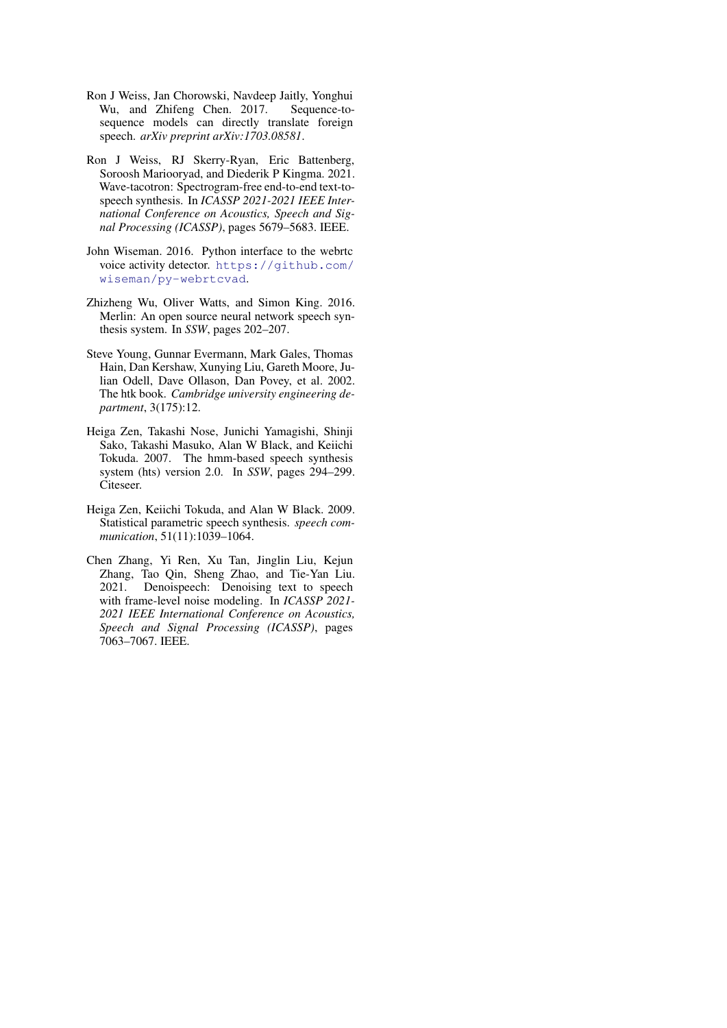Ron J Weiss, Jan Chorowski, Navdeep Jaitly, Yonghui Wu, and Zhifeng Chen. 2017. Sequence-to-sequence models can directly translate foreign speech. *arXiv preprint arXiv:1703.08581*.

Ron J Weiss, RJ Skerry-Ryan, Eric Battenberg, Soroosh Mariooryad, and Diederik P Kingma. 2021. Wave-tacotron: Spectrogram-free end-to-end text-to-speech synthesis. In *ICASSP 2021-2021 IEEE International Conference on Acoustics, Speech and Signal Processing (ICASSP)*, pages 5679–5683. IEEE.

John Wiseman. 2016. Python interface to the webrtc voice activity detector. https://github.com/wiseman/py-webrtcvad.

Zhizheng Wu, Oliver Watts, and Simon King. 2016. Merlin: An open source neural network speech synthesis system. In *SSW*, pages 202–207.

Steve Young, Gunnar Evermann, Mark Gales, Thomas Hain, Dan Kershaw, Xunying Liu, Gareth Moore, Julian Odell, Dave Ollason, Dan Povey, et al. 2002. The htk book. *Cambridge university engineering department*, 3(175):12.

Heiga Zen, Takashi Nose, Junichi Yamagishi, Shinji Sako, Takashi Masuko, Alan W Black, and Keiichi Tokuda. 2007. The hmm-based speech synthesis system (hts) version 2.0. In *SSW*, pages 294–299. Citeseer.

Heiga Zen, Keiichi Tokuda, and Alan W Black. 2009. Statistical parametric speech synthesis. *speech communication*, 51(11):1039–1064.

Chen Zhang, Yi Ren, Xu Tan, Jinglin Liu, Kejun Zhang, Tao Qin, Sheng Zhao, and Tie-Yan Liu. 2021. Denoispeech: Denoising text to speech with frame-level noise modeling. In *ICASSP 2021-2021 IEEE International Conference on Acoustics, Speech and Signal Processing (ICASSP)*, pages 7063–7067. IEEE.